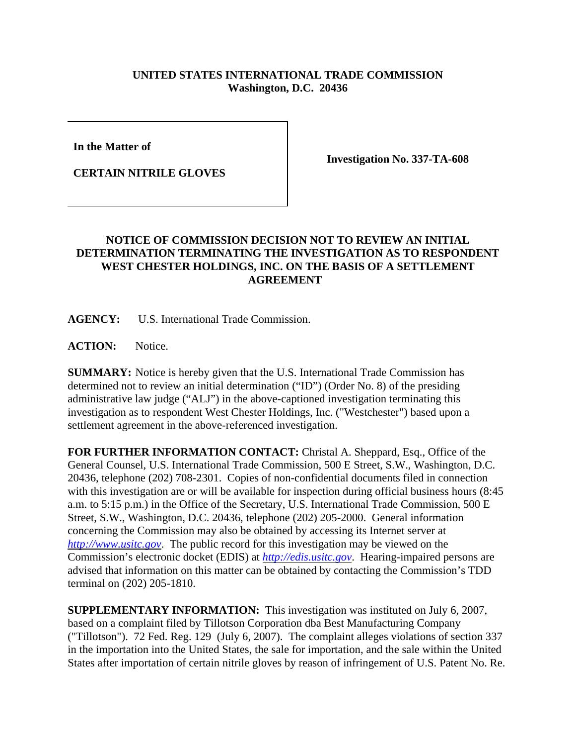**UNITED STATES INTERNATIONAL TRADE COMMISSION**
**Washington, D.C. 20436**

| | |
|---|---|
| **In the Matter of**<br><br>**CERTAIN NITRILE GLOVES** | **Investigation No. 337-TA-608** |

## NOTICE OF COMMISSION DECISION NOT TO REVIEW AN INITIAL DETERMINATION TERMINATING THE INVESTIGATION AS TO RESPONDENT WEST CHESTER HOLDINGS, INC. ON THE BASIS OF A SETTLEMENT AGREEMENT

**AGENCY:** U.S. International Trade Commission.

**ACTION:** Notice.

**SUMMARY:** Notice is hereby given that the U.S. International Trade Commission has determined not to review an initial determination ("ID") (Order No. 8) of the presiding administrative law judge ("ALJ") in the above-captioned investigation terminating this investigation as to respondent West Chester Holdings, Inc. ("Westchester") based upon a settlement agreement in the above-referenced investigation.

**FOR FURTHER INFORMATION CONTACT:** Christal A. Sheppard, Esq., Office of the General Counsel, U.S. International Trade Commission, 500 E Street, S.W., Washington, D.C. 20436, telephone (202) 708-2301. Copies of non-confidential documents filed in connection with this investigation are or will be available for inspection during official business hours (8:45 a.m. to 5:15 p.m.) in the Office of the Secretary, U.S. International Trade Commission, 500 E Street, S.W., Washington, D.C. 20436, telephone (202) 205-2000. General information concerning the Commission may also be obtained by accessing its Internet server at *http://www.usitc.gov*. The public record for this investigation may be viewed on the Commission's electronic docket (EDIS) at *http://edis.usitc.gov*. Hearing-impaired persons are advised that information on this matter can be obtained by contacting the Commission's TDD terminal on (202) 205-1810.

**SUPPLEMENTARY INFORMATION:** This investigation was instituted on July 6, 2007, based on a complaint filed by Tillotson Corporation dba Best Manufacturing Company ("Tillotson"). 72 Fed. Reg. 129 (July 6, 2007). The complaint alleges violations of section 337 in the importation into the United States, the sale for importation, and the sale within the United States after importation of certain nitrile gloves by reason of infringement of U.S. Patent No. Re.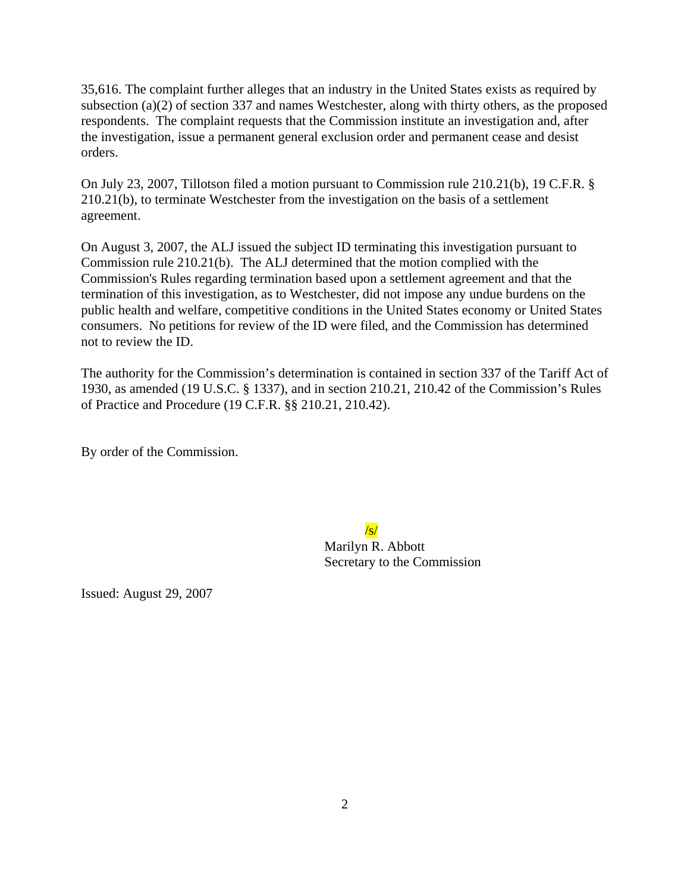35,616. The complaint further alleges that an industry in the United States exists as required by subsection (a)(2) of section 337 and names Westchester, along with thirty others, as the proposed respondents. The complaint requests that the Commission institute an investigation and, after the investigation, issue a permanent general exclusion order and permanent cease and desist orders.

On July 23, 2007, Tillotson filed a motion pursuant to Commission rule 210.21(b), 19 C.F.R. § 210.21(b), to terminate Westchester from the investigation on the basis of a settlement agreement.

On August 3, 2007, the ALJ issued the subject ID terminating this investigation pursuant to Commission rule 210.21(b). The ALJ determined that the motion complied with the Commission's Rules regarding termination based upon a settlement agreement and that the termination of this investigation, as to Westchester, did not impose any undue burdens on the public health and welfare, competitive conditions in the United States economy or United States consumers. No petitions for review of the ID were filed, and the Commission has determined not to review the ID.

The authority for the Commission's determination is contained in section 337 of the Tariff Act of 1930, as amended (19 U.S.C. § 1337), and in section 210.21, 210.42 of the Commission's Rules of Practice and Procedure (19 C.F.R. §§ 210.21, 210.42).

By order of the Commission.

/s/
Marilyn R. Abbott
Secretary to the Commission

Issued: August 29, 2007